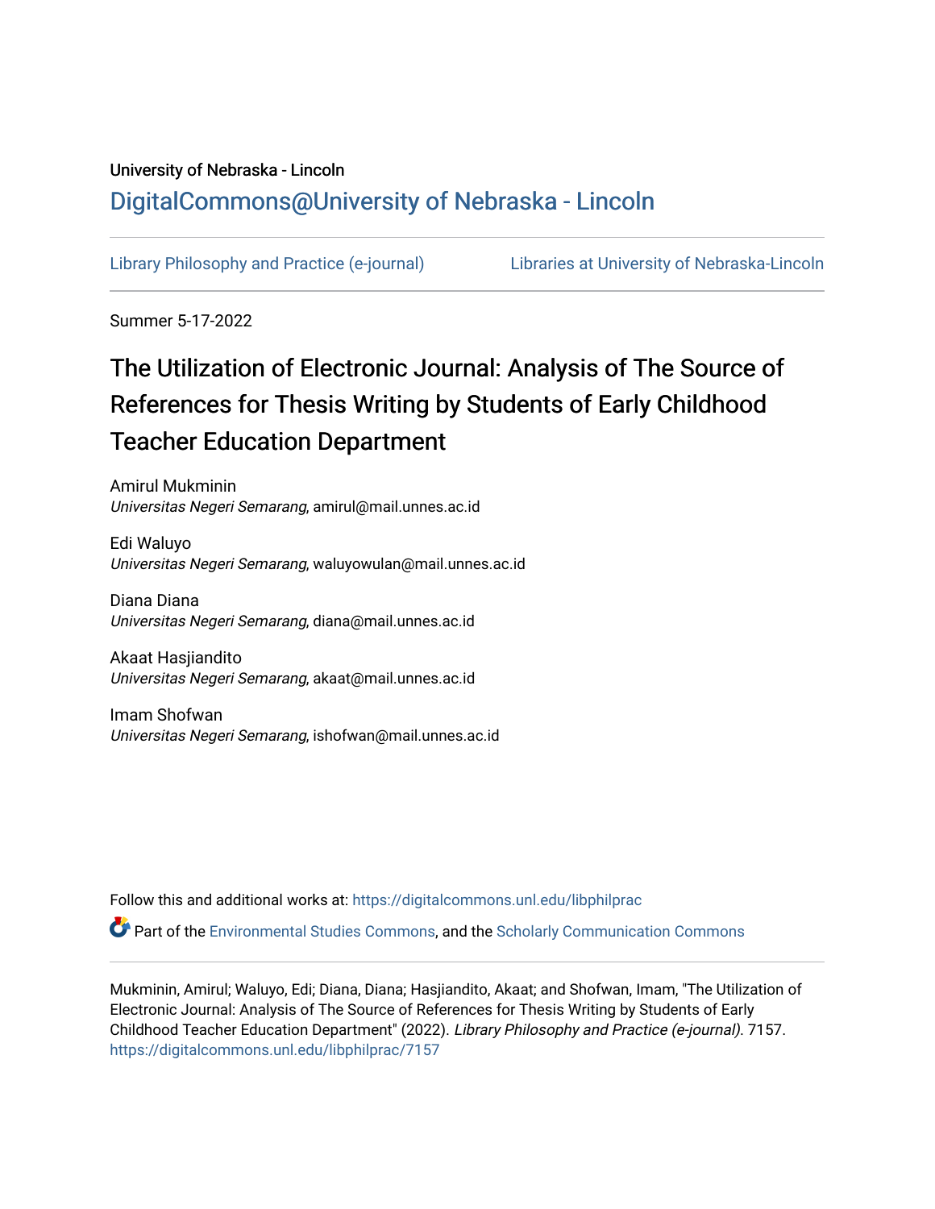University of Nebraska - Lincoln

DigitalCommons@University of Nebraska - Lincoln

Library Philosophy and Practice (e-journal)    Libraries at University of Nebraska-Lincoln

Summer 5-17-2022

# The Utilization of Electronic Journal: Analysis of The Source of References for Thesis Writing by Students of Early Childhood Teacher Education Department

Amirul Mukminin
*Universitas Negeri Semarang*, amirul@mail.unnes.ac.id

Edi Waluyo
*Universitas Negeri Semarang*, waluyowulan@mail.unnes.ac.id

Diana Diana
*Universitas Negeri Semarang*, diana@mail.unnes.ac.id

Akaat Hasjiandito
*Universitas Negeri Semarang*, akaat@mail.unnes.ac.id

Imam Shofwan
*Universitas Negeri Semarang*, ishofwan@mail.unnes.ac.id

Follow this and additional works at: https://digitalcommons.unl.edu/libphilprac

Part of the Environmental Studies Commons, and the Scholarly Communication Commons

Mukminin, Amirul; Waluyo, Edi; Diana, Diana; Hasjiandito, Akaat; and Shofwan, Imam, "The Utilization of Electronic Journal: Analysis of The Source of References for Thesis Writing by Students of Early Childhood Teacher Education Department" (2022). *Library Philosophy and Practice (e-journal)*. 7157.
https://digitalcommons.unl.edu/libphilprac/7157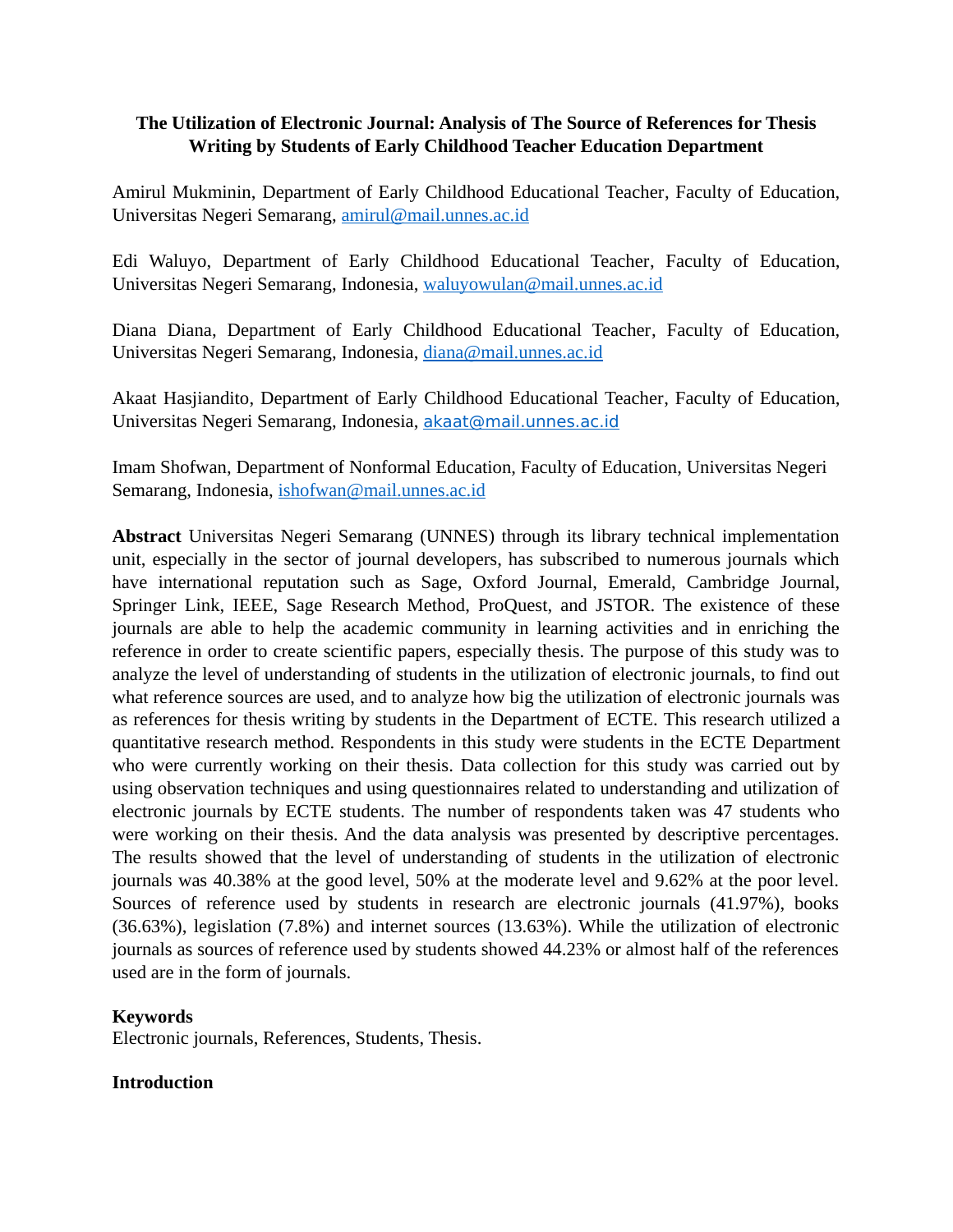# The Utilization of Electronic Journal: Analysis of The Source of References for Thesis Writing by Students of Early Childhood Teacher Education Department

Amirul Mukminin, Department of Early Childhood Educational Teacher, Faculty of Education, Universitas Negeri Semarang, amirul@mail.unnes.ac.id

Edi Waluyo, Department of Early Childhood Educational Teacher, Faculty of Education, Universitas Negeri Semarang, Indonesia, waluyowulan@mail.unnes.ac.id

Diana Diana, Department of Early Childhood Educational Teacher, Faculty of Education, Universitas Negeri Semarang, Indonesia, diana@mail.unnes.ac.id

Akaat Hasjiandito, Department of Early Childhood Educational Teacher, Faculty of Education, Universitas Negeri Semarang, Indonesia, akaat@mail.unnes.ac.id

Imam Shofwan, Department of Nonformal Education, Faculty of Education, Universitas Negeri Semarang, Indonesia, ishofwan@mail.unnes.ac.id

**Abstract** Universitas Negeri Semarang (UNNES) through its library technical implementation unit, especially in the sector of journal developers, has subscribed to numerous journals which have international reputation such as Sage, Oxford Journal, Emerald, Cambridge Journal, Springer Link, IEEE, Sage Research Method, ProQuest, and JSTOR. The existence of these journals are able to help the academic community in learning activities and in enriching the reference in order to create scientific papers, especially thesis. The purpose of this study was to analyze the level of understanding of students in the utilization of electronic journals, to find out what reference sources are used, and to analyze how big the utilization of electronic journals was as references for thesis writing by students in the Department of ECTE. This research utilized a quantitative research method. Respondents in this study were students in the ECTE Department who were currently working on their thesis. Data collection for this study was carried out by using observation techniques and using questionnaires related to understanding and utilization of electronic journals by ECTE students. The number of respondents taken was 47 students who were working on their thesis. And the data analysis was presented by descriptive percentages. The results showed that the level of understanding of students in the utilization of electronic journals was 40.38% at the good level, 50% at the moderate level and 9.62% at the poor level. Sources of reference used by students in research are electronic journals (41.97%), books (36.63%), legislation (7.8%) and internet sources (13.63%). While the utilization of electronic journals as sources of reference used by students showed 44.23% or almost half of the references used are in the form of journals.

**Keywords**
Electronic journals, References, Students, Thesis.

## Introduction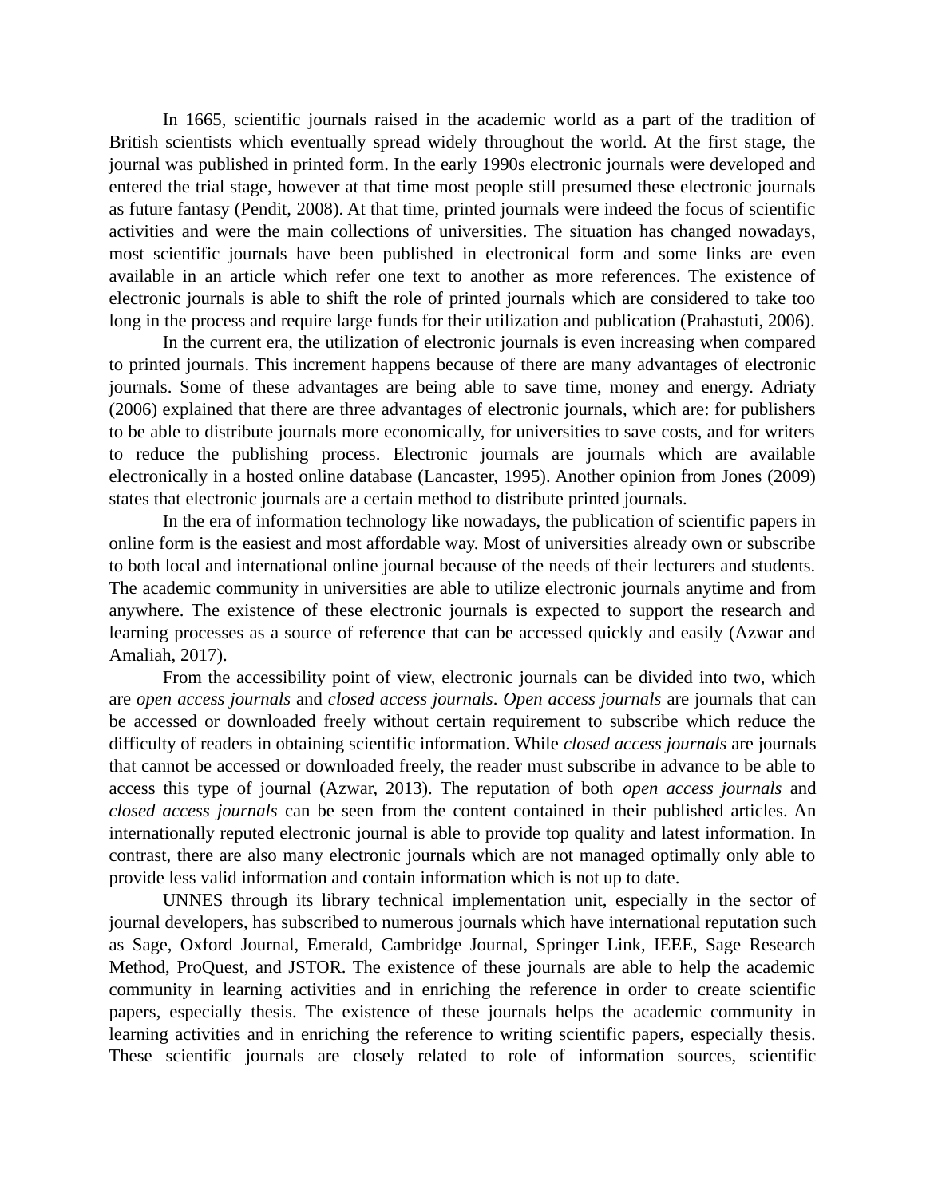In 1665, scientific journals raised in the academic world as a part of the tradition of British scientists which eventually spread widely throughout the world. At the first stage, the journal was published in printed form. In the early 1990s electronic journals were developed and entered the trial stage, however at that time most people still presumed these electronic journals as future fantasy (Pendit, 2008). At that time, printed journals were indeed the focus of scientific activities and were the main collections of universities. The situation has changed nowadays, most scientific journals have been published in electronical form and some links are even available in an article which refer one text to another as more references. The existence of electronic journals is able to shift the role of printed journals which are considered to take too long in the process and require large funds for their utilization and publication (Prahastuti, 2006).

In the current era, the utilization of electronic journals is even increasing when compared to printed journals. This increment happens because of there are many advantages of electronic journals. Some of these advantages are being able to save time, money and energy. Adriaty (2006) explained that there are three advantages of electronic journals, which are: for publishers to be able to distribute journals more economically, for universities to save costs, and for writers to reduce the publishing process. Electronic journals are journals which are available electronically in a hosted online database (Lancaster, 1995). Another opinion from Jones (2009) states that electronic journals are a certain method to distribute printed journals.

In the era of information technology like nowadays, the publication of scientific papers in online form is the easiest and most affordable way. Most of universities already own or subscribe to both local and international online journal because of the needs of their lecturers and students. The academic community in universities are able to utilize electronic journals anytime and from anywhere. The existence of these electronic journals is expected to support the research and learning processes as a source of reference that can be accessed quickly and easily (Azwar and Amaliah, 2017).

From the accessibility point of view, electronic journals can be divided into two, which are *open access journals* and *closed access journals*. *Open access journals* are journals that can be accessed or downloaded freely without certain requirement to subscribe which reduce the difficulty of readers in obtaining scientific information. While *closed access journals* are journals that cannot be accessed or downloaded freely, the reader must subscribe in advance to be able to access this type of journal (Azwar, 2013). The reputation of both *open access journals* and *closed access journals* can be seen from the content contained in their published articles. An internationally reputed electronic journal is able to provide top quality and latest information. In contrast, there are also many electronic journals which are not managed optimally only able to provide less valid information and contain information which is not up to date.

UNNES through its library technical implementation unit, especially in the sector of journal developers, has subscribed to numerous journals which have international reputation such as Sage, Oxford Journal, Emerald, Cambridge Journal, Springer Link, IEEE, Sage Research Method, ProQuest, and JSTOR. The existence of these journals are able to help the academic community in learning activities and in enriching the reference in order to create scientific papers, especially thesis. The existence of these journals helps the academic community in learning activities and in enriching the reference to writing scientific papers, especially thesis. These scientific journals are closely related to role of information sources, scientific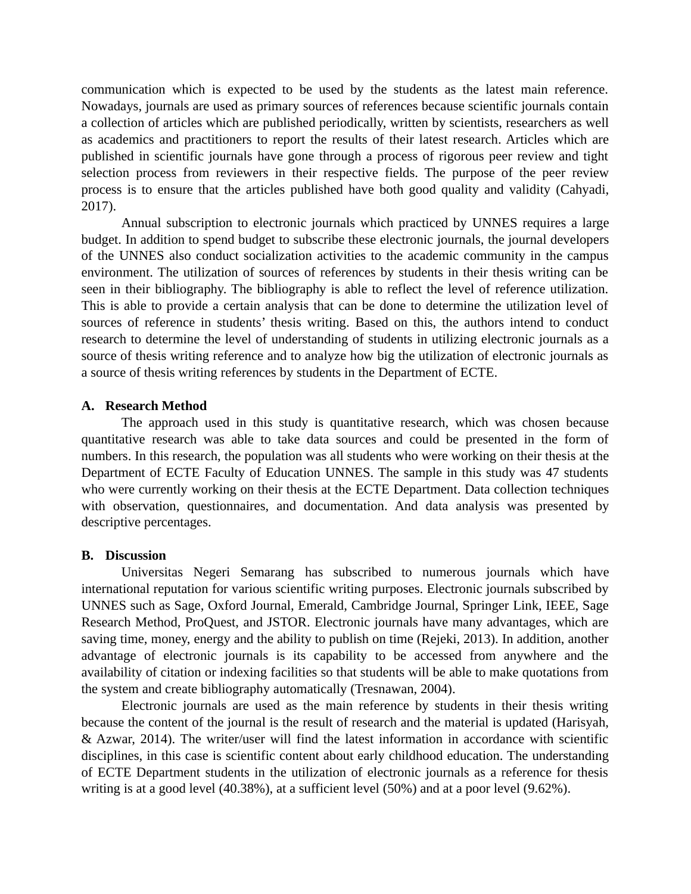communication which is expected to be used by the students as the latest main reference. Nowadays, journals are used as primary sources of references because scientific journals contain a collection of articles which are published periodically, written by scientists, researchers as well as academics and practitioners to report the results of their latest research. Articles which are published in scientific journals have gone through a process of rigorous peer review and tight selection process from reviewers in their respective fields. The purpose of the peer review process is to ensure that the articles published have both good quality and validity (Cahyadi, 2017).

Annual subscription to electronic journals which practiced by UNNES requires a large budget. In addition to spend budget to subscribe these electronic journals, the journal developers of the UNNES also conduct socialization activities to the academic community in the campus environment. The utilization of sources of references by students in their thesis writing can be seen in their bibliography. The bibliography is able to reflect the level of reference utilization. This is able to provide a certain analysis that can be done to determine the utilization level of sources of reference in students' thesis writing. Based on this, the authors intend to conduct research to determine the level of understanding of students in utilizing electronic journals as a source of thesis writing reference and to analyze how big the utilization of electronic journals as a source of thesis writing references by students in the Department of ECTE.

## A. Research Method

The approach used in this study is quantitative research, which was chosen because quantitative research was able to take data sources and could be presented in the form of numbers. In this research, the population was all students who were working on their thesis at the Department of ECTE Faculty of Education UNNES. The sample in this study was 47 students who were currently working on their thesis at the ECTE Department. Data collection techniques with observation, questionnaires, and documentation. And data analysis was presented by descriptive percentages.

## B. Discussion

Universitas Negeri Semarang has subscribed to numerous journals which have international reputation for various scientific writing purposes. Electronic journals subscribed by UNNES such as Sage, Oxford Journal, Emerald, Cambridge Journal, Springer Link, IEEE, Sage Research Method, ProQuest, and JSTOR. Electronic journals have many advantages, which are saving time, money, energy and the ability to publish on time (Rejeki, 2013). In addition, another advantage of electronic journals is its capability to be accessed from anywhere and the availability of citation or indexing facilities so that students will be able to make quotations from the system and create bibliography automatically (Tresnawan, 2004).

Electronic journals are used as the main reference by students in their thesis writing because the content of the journal is the result of research and the material is updated (Harisyah, & Azwar, 2014). The writer/user will find the latest information in accordance with scientific disciplines, in this case is scientific content about early childhood education. The understanding of ECTE Department students in the utilization of electronic journals as a reference for thesis writing is at a good level (40.38%), at a sufficient level (50%) and at a poor level (9.62%).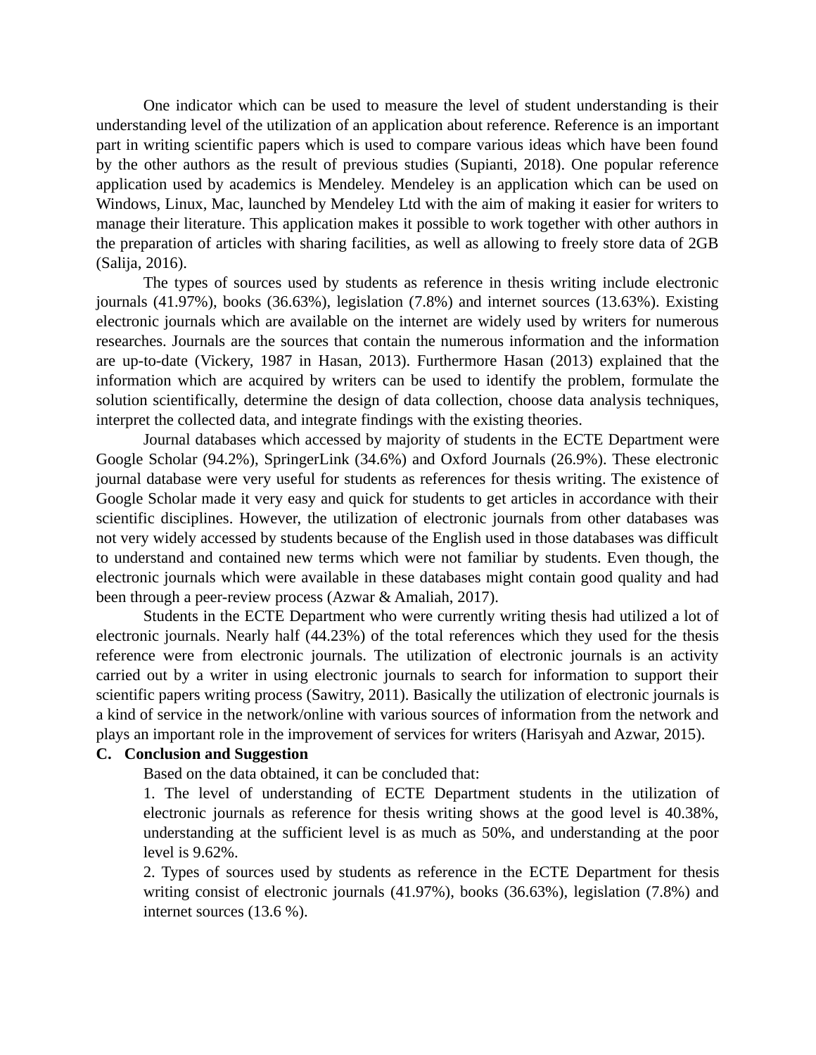One indicator which can be used to measure the level of student understanding is their understanding level of the utilization of an application about reference. Reference is an important part in writing scientific papers which is used to compare various ideas which have been found by the other authors as the result of previous studies (Supianti, 2018). One popular reference application used by academics is Mendeley. Mendeley is an application which can be used on Windows, Linux, Mac, launched by Mendeley Ltd with the aim of making it easier for writers to manage their literature. This application makes it possible to work together with other authors in the preparation of articles with sharing facilities, as well as allowing to freely store data of 2GB (Salija, 2016).

The types of sources used by students as reference in thesis writing include electronic journals (41.97%), books (36.63%), legislation (7.8%) and internet sources (13.63%). Existing electronic journals which are available on the internet are widely used by writers for numerous researches. Journals are the sources that contain the numerous information and the information are up-to-date (Vickery, 1987 in Hasan, 2013). Furthermore Hasan (2013) explained that the information which are acquired by writers can be used to identify the problem, formulate the solution scientifically, determine the design of data collection, choose data analysis techniques, interpret the collected data, and integrate findings with the existing theories.

Journal databases which accessed by majority of students in the ECTE Department were Google Scholar (94.2%), SpringerLink (34.6%) and Oxford Journals (26.9%). These electronic journal database were very useful for students as references for thesis writing. The existence of Google Scholar made it very easy and quick for students to get articles in accordance with their scientific disciplines. However, the utilization of electronic journals from other databases was not very widely accessed by students because of the English used in those databases was difficult to understand and contained new terms which were not familiar by students. Even though, the electronic journals which were available in these databases might contain good quality and had been through a peer-review process (Azwar & Amaliah, 2017).

Students in the ECTE Department who were currently writing thesis had utilized a lot of electronic journals. Nearly half (44.23%) of the total references which they used for the thesis reference were from electronic journals. The utilization of electronic journals is an activity carried out by a writer in using electronic journals to search for information to support their scientific papers writing process (Sawitry, 2011). Basically the utilization of electronic journals is a kind of service in the network/online with various sources of information from the network and plays an important role in the improvement of services for writers (Harisyah and Azwar, 2015).

## C. Conclusion and Suggestion

Based on the data obtained, it can be concluded that:

1. The level of understanding of ECTE Department students in the utilization of electronic journals as reference for thesis writing shows at the good level is 40.38%, understanding at the sufficient level is as much as 50%, and understanding at the poor level is 9.62%.
2. Types of sources used by students as reference in the ECTE Department for thesis writing consist of electronic journals (41.97%), books (36.63%), legislation (7.8%) and internet sources (13.6 %).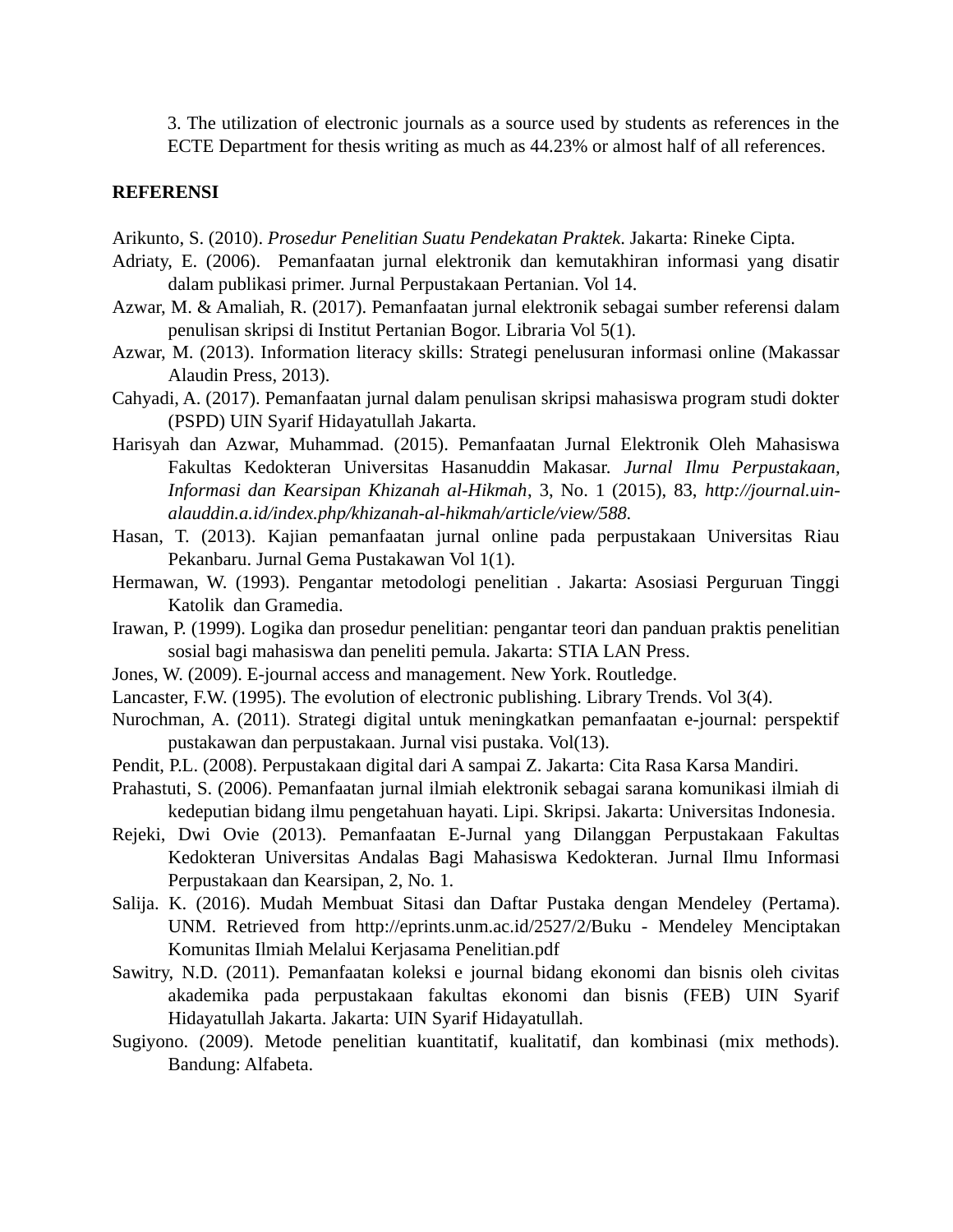3. The utilization of electronic journals as a source used by students as references in the ECTE Department for thesis writing as much as 44.23% or almost half of all references.

## REFERENSI

Arikunto, S. (2010). *Prosedur Penelitian Suatu Pendekatan Praktek*. Jakarta: Rineke Cipta.

Adriaty, E. (2006). Pemanfaatan jurnal elektronik dan kemutakhiran informasi yang disatir dalam publikasi primer. Jurnal Perpustakaan Pertanian. Vol 14.

Azwar, M. & Amaliah, R. (2017). Pemanfaatan jurnal elektronik sebagai sumber referensi dalam penulisan skripsi di Institut Pertanian Bogor. Libraria Vol 5(1).

Azwar, M. (2013). Information literacy skills: Strategi penelusuran informasi online (Makassar Alaudin Press, 2013).

Cahyadi, A. (2017). Pemanfaatan jurnal dalam penulisan skripsi mahasiswa program studi dokter (PSPD) UIN Syarif Hidayatullah Jakarta.

Harisyah dan Azwar, Muhammad. (2015). Pemanfaatan Jurnal Elektronik Oleh Mahasiswa Fakultas Kedokteran Universitas Hasanuddin Makasar. *Jurnal Ilmu Perpustakaan, Informasi dan Kearsipan Khizanah al-Hikmah*, 3, No. 1 (2015), 83, *http://journal.uin-alauddin.a.id/index.php/khizanah-al-hikmah/article/view/588.*

Hasan, T. (2013). Kajian pemanfaatan jurnal online pada perpustakaan Universitas Riau Pekanbaru. Jurnal Gema Pustakawan Vol 1(1).

Hermawan, W. (1993). Pengantar metodologi penelitian . Jakarta: Asosiasi Perguruan Tinggi Katolik dan Gramedia.

Irawan, P. (1999). Logika dan prosedur penelitian: pengantar teori dan panduan praktis penelitian sosial bagi mahasiswa dan peneliti pemula. Jakarta: STIA LAN Press.

Jones, W. (2009). E-journal access and management. New York. Routledge.

Lancaster, F.W. (1995). The evolution of electronic publishing. Library Trends. Vol 3(4).

Nurochman, A. (2011). Strategi digital untuk meningkatkan pemanfaatan e-journal: perspektif pustakawan dan perpustakaan. Jurnal visi pustaka. Vol(13).

Pendit, P.L. (2008). Perpustakaan digital dari A sampai Z. Jakarta: Cita Rasa Karsa Mandiri.

Prahastuti, S. (2006). Pemanfaatan jurnal ilmiah elektronik sebagai sarana komunikasi ilmiah di kedeputian bidang ilmu pengetahuan hayati. Lipi. Skripsi. Jakarta: Universitas Indonesia.

Rejeki, Dwi Ovie (2013). Pemanfaatan E-Jurnal yang Dilanggan Perpustakaan Fakultas Kedokteran Universitas Andalas Bagi Mahasiswa Kedokteran. Jurnal Ilmu Informasi Perpustakaan dan Kearsipan, 2, No. 1.

Salija. K. (2016). Mudah Membuat Sitasi dan Daftar Pustaka dengan Mendeley (Pertama). UNM. Retrieved from http://eprints.unm.ac.id/2527/2/Buku - Mendeley Menciptakan Komunitas Ilmiah Melalui Kerjasama Penelitian.pdf

Sawitry, N.D. (2011). Pemanfaatan koleksi e journal bidang ekonomi dan bisnis oleh civitas akademika pada perpustakaan fakultas ekonomi dan bisnis (FEB) UIN Syarif Hidayatullah Jakarta. Jakarta: UIN Syarif Hidayatullah.

Sugiyono. (2009). Metode penelitian kuantitatif, kualitatif, dan kombinasi (mix methods). Bandung: Alfabeta.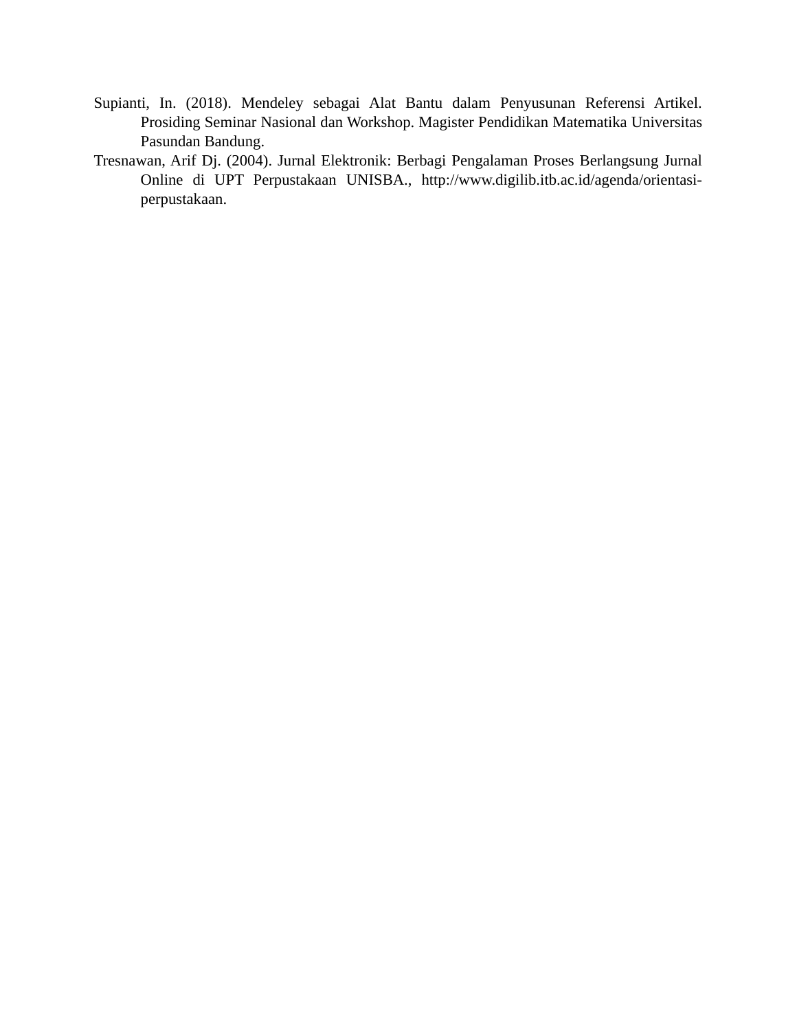Supianti, In. (2018). Mendeley sebagai Alat Bantu dalam Penyusunan Referensi Artikel. Prosiding Seminar Nasional dan Workshop. Magister Pendidikan Matematika Universitas Pasundan Bandung.

Tresnawan, Arif Dj. (2004). Jurnal Elektronik: Berbagi Pengalaman Proses Berlangsung Jurnal Online di UPT Perpustakaan UNISBA., http://www.digilib.itb.ac.id/agenda/orientasi-perpustakaan.